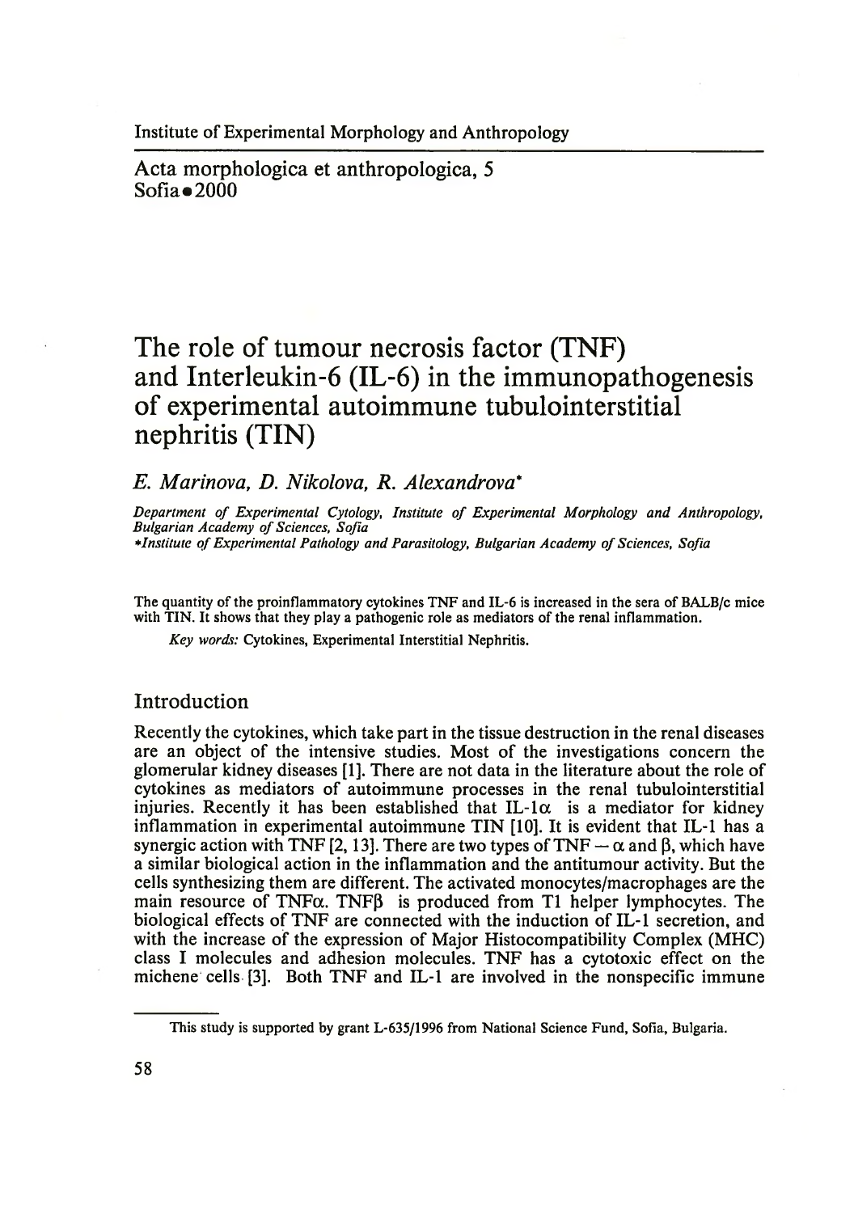Institute of Experimental Morphology and Anthropology

Acta morphologica et anthropologica, 5
Sofia • 2000

# The role of tumour necrosis factor (TNF) and Interleukin-6 (IL-6) in the immunopathogenesis of experimental autoimmune tubulointerstitial nephritis (TIN)

*E. Marinova, D. Nikolova, R. Alexandrova**

*Department of Experimental Cytology, Institute of Experimental Morphology and Anthropology, Bulgarian Academy of Sciences, Sofia*
**Institute of Experimental Pathology and Parasitology, Bulgarian Academy of Sciences, Sofia*

The quantity of the proinflammatory cytokines TNF and IL-6 is increased in the sera of BALB/c mice with TIN. It shows that they play a pathogenic role as mediators of the renal inflammation.

*Key words:* Cytokines, Experimental Interstitial Nephritis.

## Introduction

Recently the cytokines, which take part in the tissue destruction in the renal diseases are an object of the intensive studies. Most of the investigations concern the glomerular kidney diseases [1]. There are not data in the literature about the role of cytokines as mediators of autoimmune processes in the renal tubulointerstitial injuries. Recently it has been established that IL-1$\alpha$ is a mediator for kidney inflammation in experimental autoimmune TIN [10]. It is evident that IL-1 has a synergic action with TNF [2, 13]. There are two types of TNF — $\alpha$ and $\beta$, which have a similar biological action in the inflammation and the antitumour activity. But the cells synthesizing them are different. The activated monocytes/macrophages are the main resource of TNF$\alpha$. TNF$\beta$ is produced from T1 helper lymphocytes. The biological effects of TNF are connected with the induction of IL-1 secretion, and with the increase of the expression of Major Histocompatibility Complex (MHC) class I molecules and adhesion molecules. TNF has a cytotoxic effect on the michene cells [3]. Both TNF and IL-1 are involved in the nonspecific immune

This study is supported by grant L-635/1996 from National Science Fund, Sofia, Bulgaria.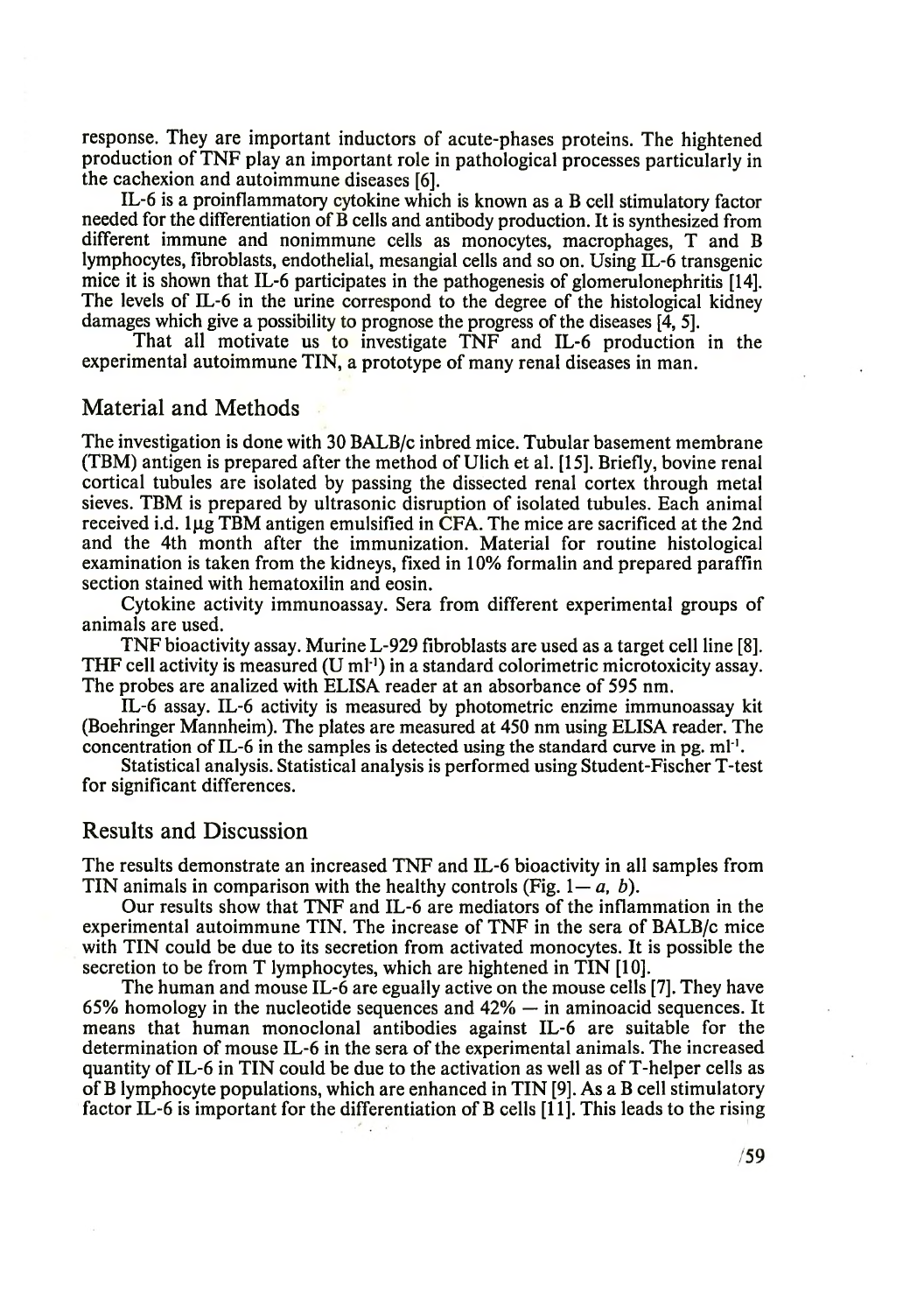response. They are important inductors of acute-phases proteins. The hightened production of TNF play an important role in pathological processes particularly in the cachexion and autoimmune diseases [6].

IL-6 is a proinflammatory cytokine which is known as a B cell stimulatory factor needed for the differentiation of B cells and antibody production. It is synthesized from different immune and nonimmune cells as monocytes, macrophages, T and B lymphocytes, fibroblasts, endothelial, mesangial cells and so on. Using IL-6 transgenic mice it is shown that IL-6 participates in the pathogenesis of glomerulonephritis [14]. The levels of IL-6 in the urine correspond to the degree of the histological kidney damages which give a possibility to prognose the progress of the diseases [4, 5].

That all motivate us to investigate TNF and IL-6 production in the experimental autoimmune TIN, a prototype of many renal diseases in man.

## Material and Methods

The investigation is done with 30 BALB/c inbred mice. Tubular basement membrane (TBM) antigen is prepared after the method of Ulich et al. [15]. Briefly, bovine renal cortical tubules are isolated by passing the dissected renal cortex through metal sieves. TBM is prepared by ultrasonic disruption of isolated tubules. Each animal received i.d. 1μg TBM antigen emulsified in CFA. The mice are sacrificed at the 2nd and the 4th month after the immunization. Material for routine histological examination is taken from the kidneys, fixed in 10% formalin and prepared paraffin section stained with hematoxilin and eosin.

Cytokine activity immunoassay. Sera from different experimental groups of animals are used.

TNF bioactivity assay. Murine L-929 fibroblasts are used as a target cell line [8]. THF cell activity is measured (U $ml^{-1}$) in a standard colorimetric microtoxicity assay. The probes are analized with ELISA reader at an absorbance of 595 nm.

IL-6 assay. IL-6 activity is measured by photometric enzime immunoassay kit (Boehringer Mannheim). The plates are measured at 450 nm using ELISA reader. The concentration of IL-6 in the samples is detected using the standard curve in pg. $ml^{-1}$.

Statistical analysis. Statistical analysis is performed using Student-Fischer T-test for significant differences.

## Results and Discussion

The results demonstrate an increased TNF and IL-6 bioactivity in all samples from TIN animals in comparison with the healthy controls (Fig. 1 — *a*, *b*).

Our results show that TNF and IL-6 are mediators of the inflammation in the experimental autoimmune TIN. The increase of TNF in the sera of BALB/c mice with TIN could be due to its secretion from activated monocytes. It is possible the secretion to be from T lymphocytes, which are hightened in TIN [10].

The human and mouse IL-6 are egually active on the mouse cells [7]. They have 65% homology in the nucleotide sequences and 42% — in aminoacid sequences. It means that human monoclonal antibodies against IL-6 are suitable for the determination of mouse IL-6 in the sera of the experimental animals. The increased quantity of IL-6 in TIN could be due to the activation as well as of T-helper cells as of B lymphocyte populations, which are enhanced in TIN [9]. As a B cell stimulatory factor IL-6 is important for the differentiation of B cells [11]. This leads to the rising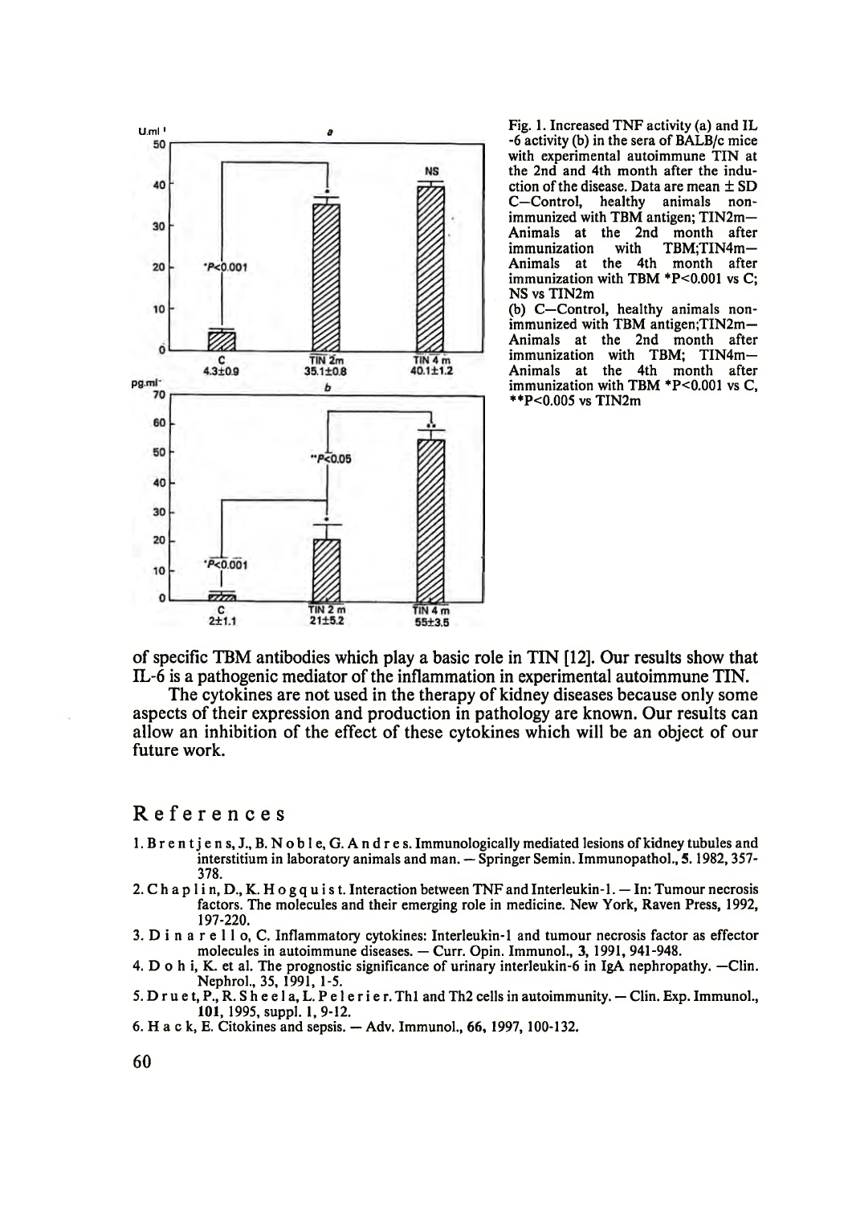Fig. 1. Increased TNF activity (a) and IL -6 activity (b) in the sera of BALB/c mice with experimental autoimmune TIN at the 2nd and 4th month after the induction of the disease. Data are mean ± SD C—Control, healthy animals non-immunized with TBM antigen; TIN2m—Animals at the 2nd month after immunization with TBM;TIN4m—Animals at the 4th month after immunization with TBM \*P<0.001 vs C; NS vs TIN2m

(b) C—Control, healthy animals non-immunized with TBM antigen;TIN2m—Animals at the 2nd month after immunization with TBM; TIN4m—Animals at the 4th month after immunization with TBM \*P<0.001 vs C, \*\*P<0.005 vs TIN2m

of specific TBM antibodies which play a basic role in TIN [12]. Our results show that IL-6 is a pathogenic mediator of the inflammation in experimental autoimmune TIN.

The cytokines are not used in the therapy of kidney diseases because only some aspects of their expression and production in pathology are known. Our results can allow an inhibition of the effect of these cytokines which will be an object of our future work.

## References

1. Brentjens, J., B. Noble, G. Andres. Immunologically mediated lesions of kidney tubules and interstitium in laboratory animals and man. — Springer Semin. Immunopathol., 5. 1982, 357-378.
2. Chaplin, D., K. Hogquist. Interaction between TNF and Interleukin-1. — In: Tumour necrosis factors. The molecules and their emerging role in medicine. New York, Raven Press, 1992, 197-220.
3. Dinarello, C. Inflammatory cytokines: Interleukin-1 and tumour necrosis factor as effector molecules in autoimmune diseases. — Curr. Opin. Immunol., 3, 1991, 941-948.
4. Dohi, K. et al. The prognostic significance of urinary interleukin-6 in IgA nephropathy. —Clin. Nephrol., 35, 1991, 1-5.
5. Druet, P., R. Sheela, L. Pelerier. Th1 and Th2 cells in autoimmunity. — Clin. Exp. Immunol., **101**, 1995, suppl. 1, 9-12.
6. Hack, E. Citokines and sepsis. — Adv. Immunol., **66**, 1997, 100-132.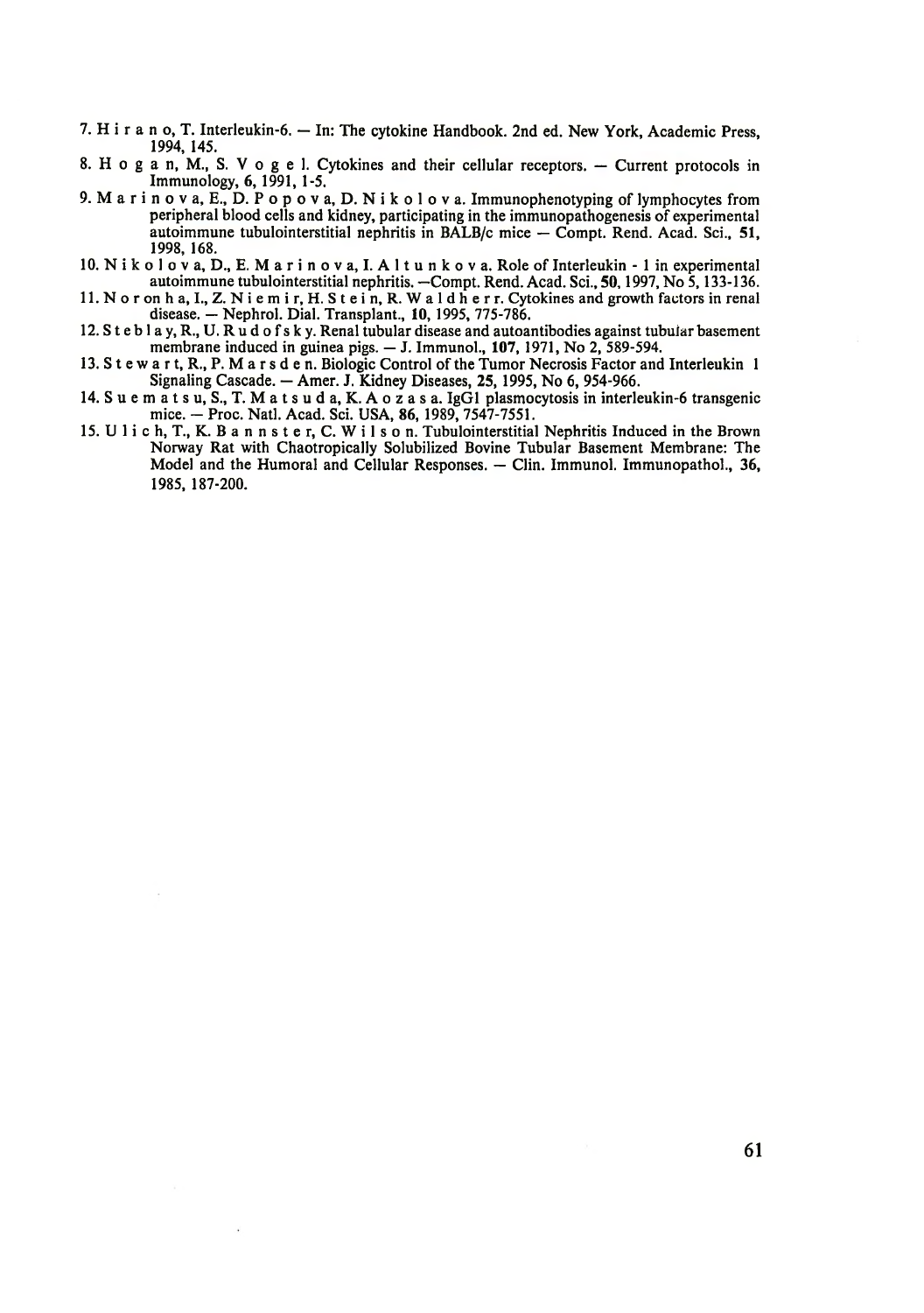7. Hirano, T. Interleukin-6. — In: The cytokine Handbook. 2nd ed. New York, Academic Press, 1994, 145.
8. Hogan, M., S. Vogel. Cytokines and their cellular receptors. — Current protocols in Immunology, **6**, 1991, 1-5.
9. Marinova, E., D. Popova, D. Nikolova. Immunophenotyping of lymphocytes from peripheral blood cells and kidney, participating in the immunopathogenesis of experimental autoimmune tubulointerstitial nephritis in BALB/c mice — Compt. Rend. Acad. Sci., **51**, 1998, 168.
10. Nikolova, D., E. Marinova, I. Altunkova. Role of Interleukin - 1 in experimental autoimmune tubulointerstitial nephritis. —Compt. Rend. Acad. Sci., **50**, 1997, No 5, 133-136.
11. Noronha, I., Z. Niemir, H. Stein, R. Waldherr. Cytokines and growth factors in renal disease. — Nephrol. Dial. Transplant., **10**, 1995, 775-786.
12. Steblay, R., U. Rudofsky. Renal tubular disease and autoantibodies against tubular basement membrane induced in guinea pigs. — J. Immunol., **107**, 1971, No 2, 589-594.
13. Stewart, R., P. Marsden. Biologic Control of the Tumor Necrosis Factor and Interleukin 1 Signaling Cascade. — Amer. J. Kidney Diseases, **25**, 1995, No 6, 954-966.
14. Suematsu, S., T. Matsuda, K. Aozasa. IgG1 plasmocytosis in interleukin-6 transgenic mice. — Proc. Natl. Acad. Sci. USA, **86**, 1989, 7547-7551.
15. Ulich, T., K. Bannster, C. Wilson. Tubulointerstitial Nephritis Induced in the Brown Norway Rat with Chaotropically Solubilized Bovine Tubular Basement Membrane: The Model and the Humoral and Cellular Responses. — Clin. Immunol. Immunopathol., **36**, 1985, 187-200.